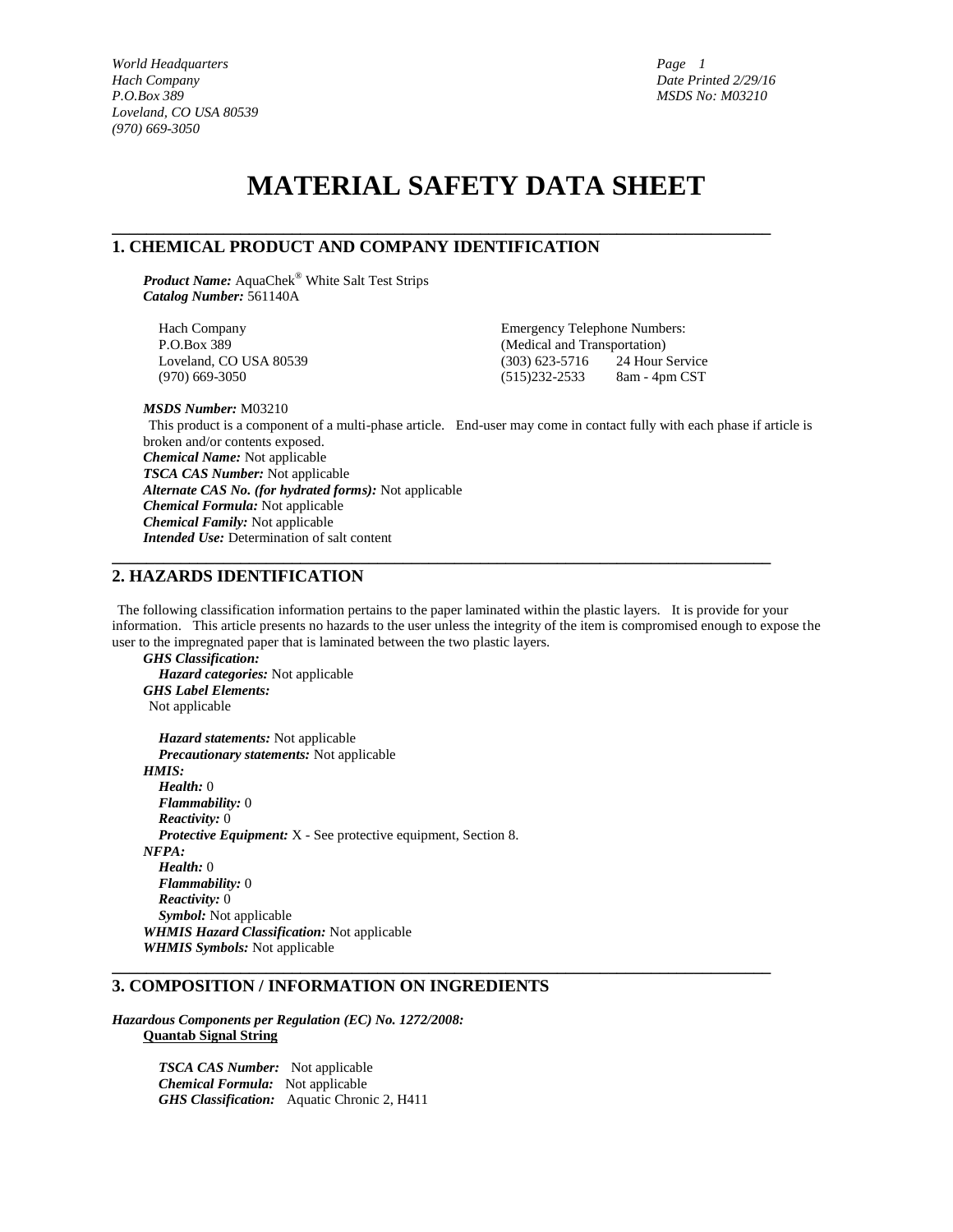World Headquarters
Hach Company
P.O.Box 389
Loveland, CO USA 80539
(970) 669-3050

Date Printed 2/29/16
MSDS No: M03210

# MATERIAL SAFETY DATA SHEET

## 1. CHEMICAL PRODUCT AND COMPANY IDENTIFICATION

***Product Name:*** AquaChek® White Salt Test Strips
***Catalog Number:*** 561140A

Hach Company
P.O.Box 389
Loveland, CO USA 80539
(970) 669-3050

Emergency Telephone Numbers:
(Medical and Transportation)
(303) 623-5716 24 Hour Service
(515)232-2533 8am - 4pm CST

***MSDS Number:*** M03210
This product is a component of a multi-phase article. End-user may come in contact fully with each phase if article is broken and/or contents exposed.
***Chemical Name:*** Not applicable
***TSCA CAS Number:*** Not applicable
***Alternate CAS No. (for hydrated forms):*** Not applicable
***Chemical Formula:*** Not applicable
***Chemical Family:*** Not applicable
***Intended Use:*** Determination of salt content

## 2. HAZARDS IDENTIFICATION

The following classification information pertains to the paper laminated within the plastic layers. It is provide for your information. This article presents no hazards to the user unless the integrity of the item is compromised enough to expose the user to the impregnated paper that is laminated between the two plastic layers.

***GHS Classification:***
***Hazard categories:*** Not applicable
***GHS Label Elements:***
Not applicable

***Hazard statements:*** Not applicable
***Precautionary statements:*** Not applicable
***HMIS:***
***Health:*** 0
***Flammability:*** 0
***Reactivity:*** 0
***Protective Equipment:*** X - See protective equipment, Section 8.
***NFPA:***
***Health:*** 0
***Flammability:*** 0
***Reactivity:*** 0
***Symbol:*** Not applicable
***WHMIS Hazard Classification:*** Not applicable
***WHMIS Symbols:*** Not applicable

## 3. COMPOSITION / INFORMATION ON INGREDIENTS

***Hazardous Components per Regulation (EC) No. 1272/2008:***
**Quantab Signal String**

***TSCA CAS Number:*** Not applicable
***Chemical Formula:*** Not applicable
***GHS Classification:*** Aquatic Chronic 2, H411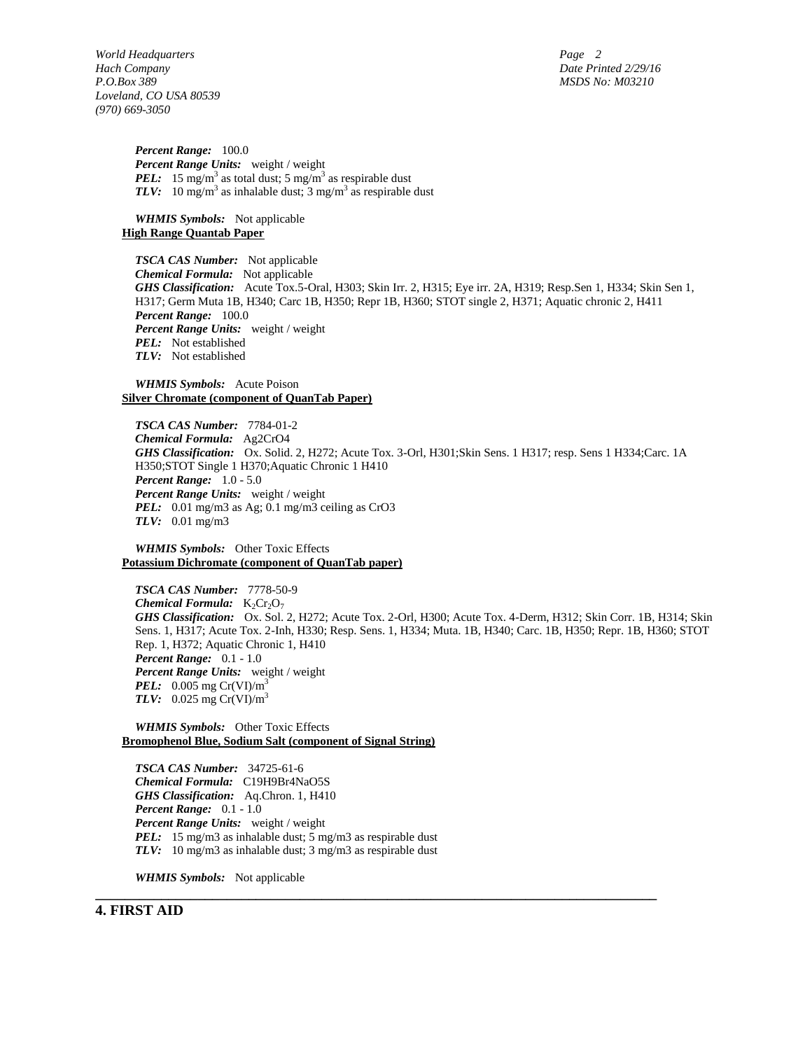***Percent Range:*** 100.0
***Percent Range Units:*** weight / weight
***PEL:*** 15 mg/m$^3$ as total dust; 5 mg/m$^3$ as respirable dust
***TLV:*** 10 mg/m$^3$ as inhalable dust; 3 mg/m$^3$ as respirable dust

***WHMIS Symbols:*** Not applicable

**High Range Quantab Paper**

***TSCA CAS Number:*** Not applicable
***Chemical Formula:*** Not applicable
***GHS Classification:*** Acute Tox.5-Oral, H303; Skin Irr. 2, H315; Eye irr. 2A, H319; Resp.Sen 1, H334; Skin Sen 1, H317; Germ Muta 1B, H340; Carc 1B, H350; Repr 1B, H360; STOT single 2, H371; Aquatic chronic 2, H411
***Percent Range:*** 100.0
***Percent Range Units:*** weight / weight
***PEL:*** Not established
***TLV:*** Not established

***WHMIS Symbols:*** Acute Poison

**Silver Chromate (component of QuanTab Paper)**

***TSCA CAS Number:*** 7784-01-2
***Chemical Formula:*** Ag2CrO4
***GHS Classification:*** Ox. Solid. 2, H272; Acute Tox. 3-Orl, H301;Skin Sens. 1 H317; resp. Sens 1 H334;Carc. 1A H350;STOT Single 1 H370;Aquatic Chronic 1 H410
***Percent Range:*** 1.0 - 5.0
***Percent Range Units:*** weight / weight
***PEL:*** 0.01 mg/m3 as Ag; 0.1 mg/m3 ceiling as CrO3
***TLV:*** 0.01 mg/m3

***WHMIS Symbols:*** Other Toxic Effects

**Potassium Dichromate (component of QuanTab paper)**

***TSCA CAS Number:*** 7778-50-9
***Chemical Formula:*** $K_2Cr_2O_7$
***GHS Classification:*** Ox. Sol. 2, H272; Acute Tox. 2-Orl, H300; Acute Tox. 4-Derm, H312; Skin Corr. 1B, H314; Skin Sens. 1, H317; Acute Tox. 2-Inh, H330; Resp. Sens. 1, H334; Muta. 1B, H340; Carc. 1B, H350; Repr. 1B, H360; STOT Rep. 1, H372; Aquatic Chronic 1, H410
***Percent Range:*** 0.1 - 1.0
***Percent Range Units:*** weight / weight
***PEL:*** 0.005 mg Cr(VI)/m$^3$
***TLV:*** 0.025 mg Cr(VI)/m$^3$

***WHMIS Symbols:*** Other Toxic Effects

**Bromophenol Blue, Sodium Salt (component of Signal String)**

***TSCA CAS Number:*** 34725-61-6
***Chemical Formula:*** C19H9Br4NaO5S
***GHS Classification:*** Aq.Chron. 1, H410
***Percent Range:*** 0.1 - 1.0
***Percent Range Units:*** weight / weight
***PEL:*** 15 mg/m3 as inhalable dust; 5 mg/m3 as respirable dust
***TLV:*** 10 mg/m3 as inhalable dust; 3 mg/m3 as respirable dust

***WHMIS Symbols:*** Not applicable

## 4. FIRST AID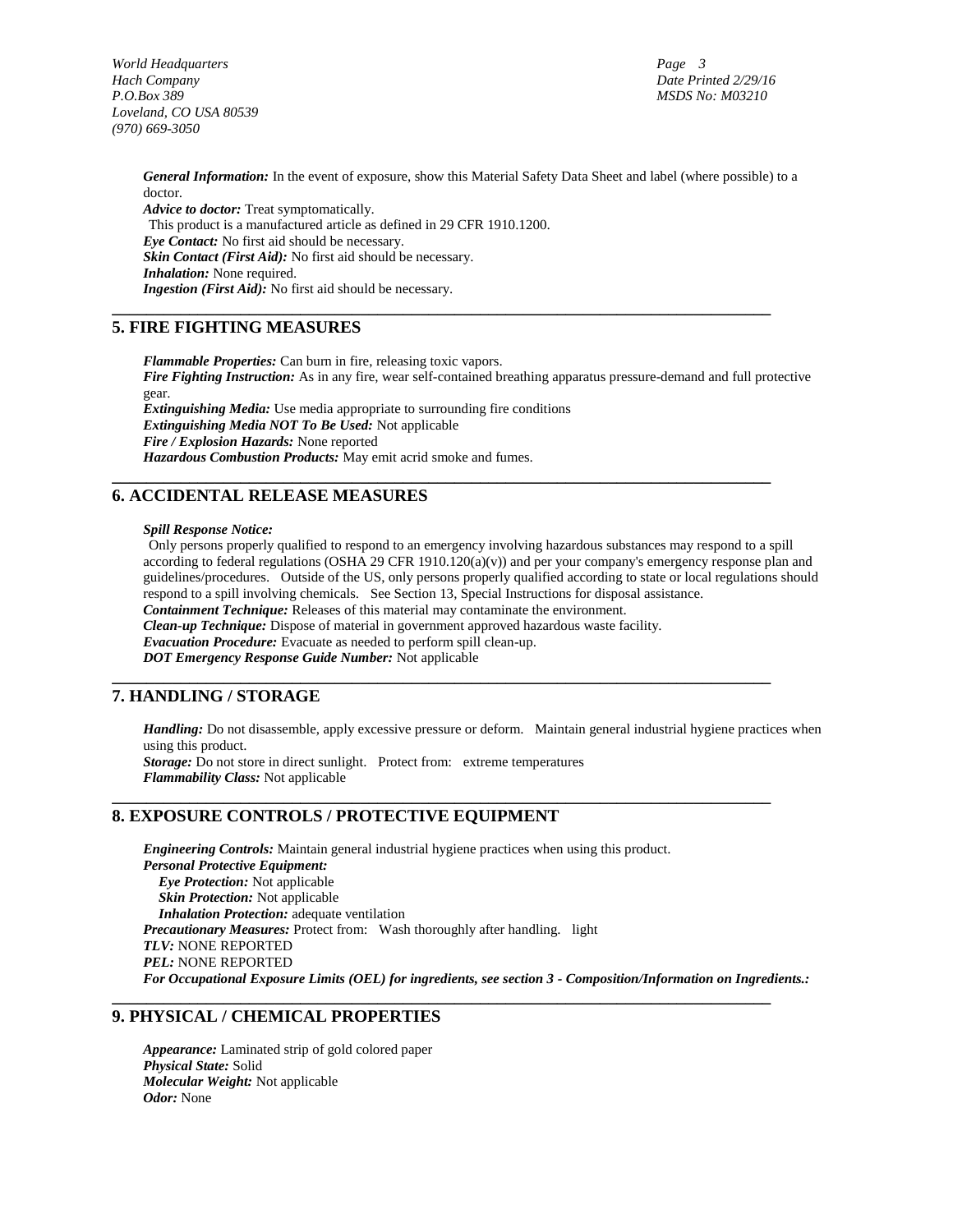***General Information:*** In the event of exposure, show this Material Safety Data Sheet and label (where possible) to a doctor.
***Advice to doctor:*** Treat symptomatically.
This product is a manufactured article as defined in 29 CFR 1910.1200.
***Eye Contact:*** No first aid should be necessary.
***Skin Contact (First Aid):*** No first aid should be necessary.
***Inhalation:*** None required.
***Ingestion (First Aid):*** No first aid should be necessary.

## 5. FIRE FIGHTING MEASURES

***Flammable Properties:*** Can burn in fire, releasing toxic vapors.
***Fire Fighting Instruction:*** As in any fire, wear self-contained breathing apparatus pressure-demand and full protective gear.
***Extinguishing Media:*** Use media appropriate to surrounding fire conditions
***Extinguishing Media NOT To Be Used:*** Not applicable
***Fire / Explosion Hazards:*** None reported
***Hazardous Combustion Products:*** May emit acrid smoke and fumes.

## 6. ACCIDENTAL RELEASE MEASURES

***Spill Response Notice:***
Only persons properly qualified to respond to an emergency involving hazardous substances may respond to a spill according to federal regulations (OSHA 29 CFR 1910.120(a)(v)) and per your company's emergency response plan and guidelines/procedures. Outside of the US, only persons properly qualified according to state or local regulations should respond to a spill involving chemicals. See Section 13, Special Instructions for disposal assistance.
***Containment Technique:*** Releases of this material may contaminate the environment.
***Clean-up Technique:*** Dispose of material in government approved hazardous waste facility.
***Evacuation Procedure:*** Evacuate as needed to perform spill clean-up.
***DOT Emergency Response Guide Number:*** Not applicable

## 7. HANDLING / STORAGE

***Handling:*** Do not disassemble, apply excessive pressure or deform. Maintain general industrial hygiene practices when using this product.
***Storage:*** Do not store in direct sunlight. Protect from: extreme temperatures
***Flammability Class:*** Not applicable

## 8. EXPOSURE CONTROLS / PROTECTIVE EQUIPMENT

***Engineering Controls:*** Maintain general industrial hygiene practices when using this product.
***Personal Protective Equipment:***
***Eye Protection:*** Not applicable
***Skin Protection:*** Not applicable
***Inhalation Protection:*** adequate ventilation
***Precautionary Measures:*** Protect from: Wash thoroughly after handling. light
***TLV:*** NONE REPORTED
***PEL:*** NONE REPORTED
***For Occupational Exposure Limits (OEL) for ingredients, see section 3 - Composition/Information on Ingredients.:***

## 9. PHYSICAL / CHEMICAL PROPERTIES

***Appearance:*** Laminated strip of gold colored paper
***Physical State:*** Solid
***Molecular Weight:*** Not applicable
***Odor:*** None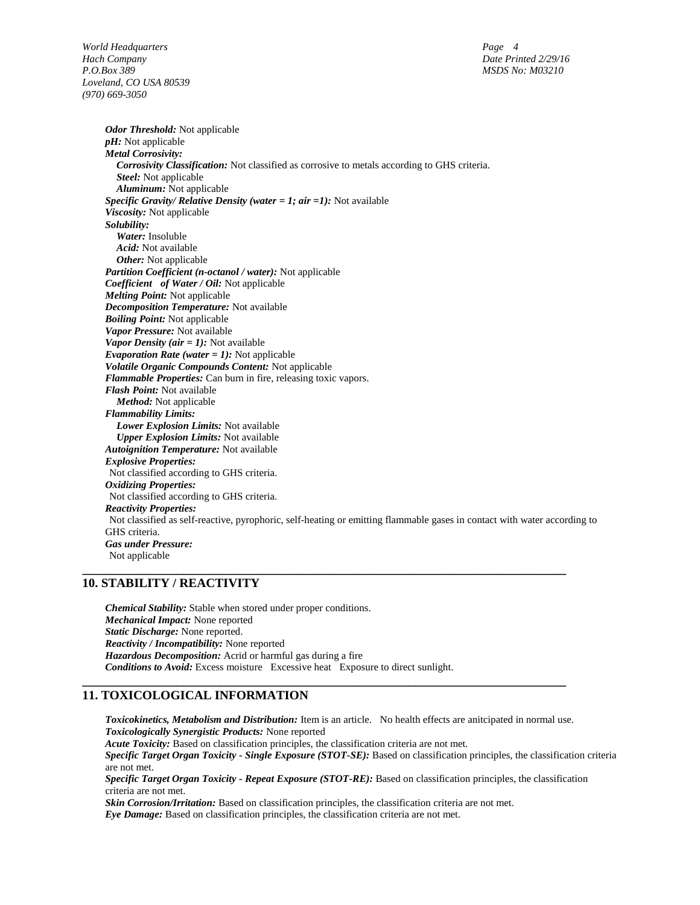***Odor Threshold:*** Not applicable
***pH:*** Not applicable
***Metal Corrosivity:***
***Corrosivity Classification:*** Not classified as corrosive to metals according to GHS criteria.
***Steel:*** Not applicable
***Aluminum:*** Not applicable
***Specific Gravity/ Relative Density (water = 1; air =1):*** Not available
***Viscosity:*** Not applicable
***Solubility:***
***Water:*** Insoluble
***Acid:*** Not available
***Other:*** Not applicable
***Partition Coefficient (n-octanol / water):*** Not applicable
***Coefficient of Water / Oil:*** Not applicable
***Melting Point:*** Not applicable
***Decomposition Temperature:*** Not available
***Boiling Point:*** Not applicable
***Vapor Pressure:*** Not available
***Vapor Density (air = 1):*** Not available
***Evaporation Rate (water = 1):*** Not applicable
***Volatile Organic Compounds Content:*** Not applicable
***Flammable Properties:*** Can burn in fire, releasing toxic vapors.
***Flash Point:*** Not available
***Method:*** Not applicable
***Flammability Limits:***
***Lower Explosion Limits:*** Not available
***Upper Explosion Limits:*** Not available
***Autoignition Temperature:*** Not available
***Explosive Properties:***
Not classified according to GHS criteria.
***Oxidizing Properties:***
Not classified according to GHS criteria.
***Reactivity Properties:***
Not classified as self-reactive, pyrophoric, self-heating or emitting flammable gases in contact with water according to GHS criteria.
***Gas under Pressure:***
Not applicable

## 10. STABILITY / REACTIVITY

***Chemical Stability:*** Stable when stored under proper conditions.
***Mechanical Impact:*** None reported
***Static Discharge:*** None reported.
***Reactivity / Incompatibility:*** None reported
***Hazardous Decomposition:*** Acrid or harmful gas during a fire
***Conditions to Avoid:*** Excess moisture Excessive heat Exposure to direct sunlight.

## 11. TOXICOLOGICAL INFORMATION

***Toxicokinetics, Metabolism and Distribution:*** Item is an article. No health effects are anitcipated in normal use.
***Toxicologically Synergistic Products:*** None reported
***Acute Toxicity:*** Based on classification principles, the classification criteria are not met.
***Specific Target Organ Toxicity - Single Exposure (STOT-SE):*** Based on classification principles, the classification criteria are not met.
***Specific Target Organ Toxicity - Repeat Exposure (STOT-RE):*** Based on classification principles, the classification criteria are not met.
***Skin Corrosion/Irritation:*** Based on classification principles, the classification criteria are not met.
***Eye Damage:*** Based on classification principles, the classification criteria are not met.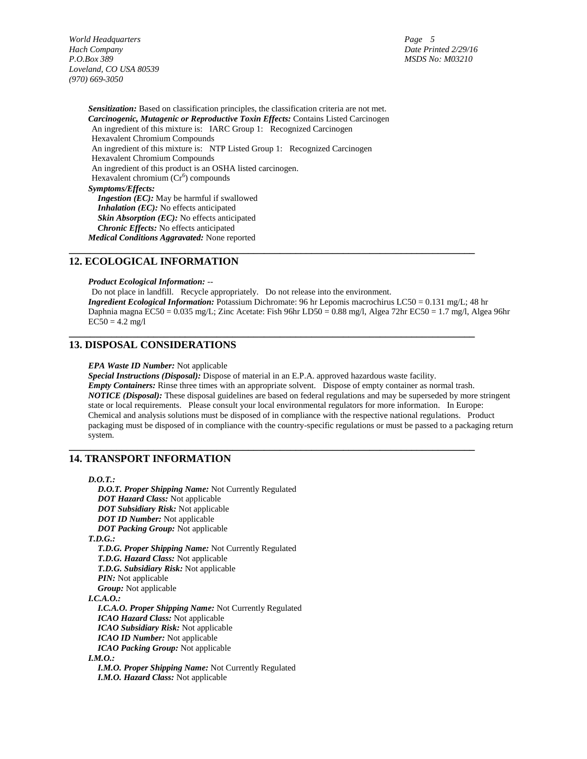***Sensitization:*** Based on classification principles, the classification criteria are not met.
***Carcinogenic, Mutagenic or Reproductive Toxin Effects:*** Contains Listed Carcinogen
An ingredient of this mixture is: IARC Group 1: Recognized Carcinogen
Hexavalent Chromium Compounds
An ingredient of this mixture is: NTP Listed Group 1: Recognized Carcinogen
Hexavalent Chromium Compounds
An ingredient of this product is an OSHA listed carcinogen.
Hexavalent chromium ($Cr^6$) compounds
***Symptoms/Effects:***
***Ingestion (EC):*** May be harmful if swallowed
***Inhalation (EC):*** No effects anticipated
***Skin Absorption (EC):*** No effects anticipated
***Chronic Effects:*** No effects anticipated
***Medical Conditions Aggravated:*** None reported

## 12. ECOLOGICAL INFORMATION

***Product Ecological Information:*** --
Do not place in landfill. Recycle appropriately. Do not release into the environment.
***Ingredient Ecological Information:*** Potassium Dichromate: 96 hr Lepomis macrochirus LC50 = 0.131 mg/L; 48 hr Daphnia magna EC50 = 0.035 mg/L; Zinc Acetate: Fish 96hr LD50 = 0.88 mg/l, Algea 72hr EC50 = 1.7 mg/l, Algea 96hr EC50 = 4.2 mg/l

## 13. DISPOSAL CONSIDERATIONS

***EPA Waste ID Number:*** Not applicable
***Special Instructions (Disposal):*** Dispose of material in an E.P.A. approved hazardous waste facility.
***Empty Containers:*** Rinse three times with an appropriate solvent. Dispose of empty container as normal trash.
***NOTICE (Disposal):*** These disposal guidelines are based on federal regulations and may be superseded by more stringent state or local requirements. Please consult your local environmental regulators for more information. In Europe: Chemical and analysis solutions must be disposed of in compliance with the respective national regulations. Product packaging must be disposed of in compliance with the country-specific regulations or must be passed to a packaging return system.

## 14. TRANSPORT INFORMATION

***D.O.T.:***
***D.O.T. Proper Shipping Name:*** Not Currently Regulated
***DOT Hazard Class:*** Not applicable
***DOT Subsidiary Risk:*** Not applicable
***DOT ID Number:*** Not applicable
***DOT Packing Group:*** Not applicable
***T.D.G.:***
***T.D.G. Proper Shipping Name:*** Not Currently Regulated
***T.D.G. Hazard Class:*** Not applicable
***T.D.G. Subsidiary Risk:*** Not applicable
***PIN:*** Not applicable
***Group:*** Not applicable
***I.C.A.O.:***
***I.C.A.O. Proper Shipping Name:*** Not Currently Regulated
***ICAO Hazard Class:*** Not applicable
***ICAO Subsidiary Risk:*** Not applicable
***ICAO ID Number:*** Not applicable
***ICAO Packing Group:*** Not applicable
***I.M.O.:***
***I.M.O. Proper Shipping Name:*** Not Currently Regulated
***I.M.O. Hazard Class:*** Not applicable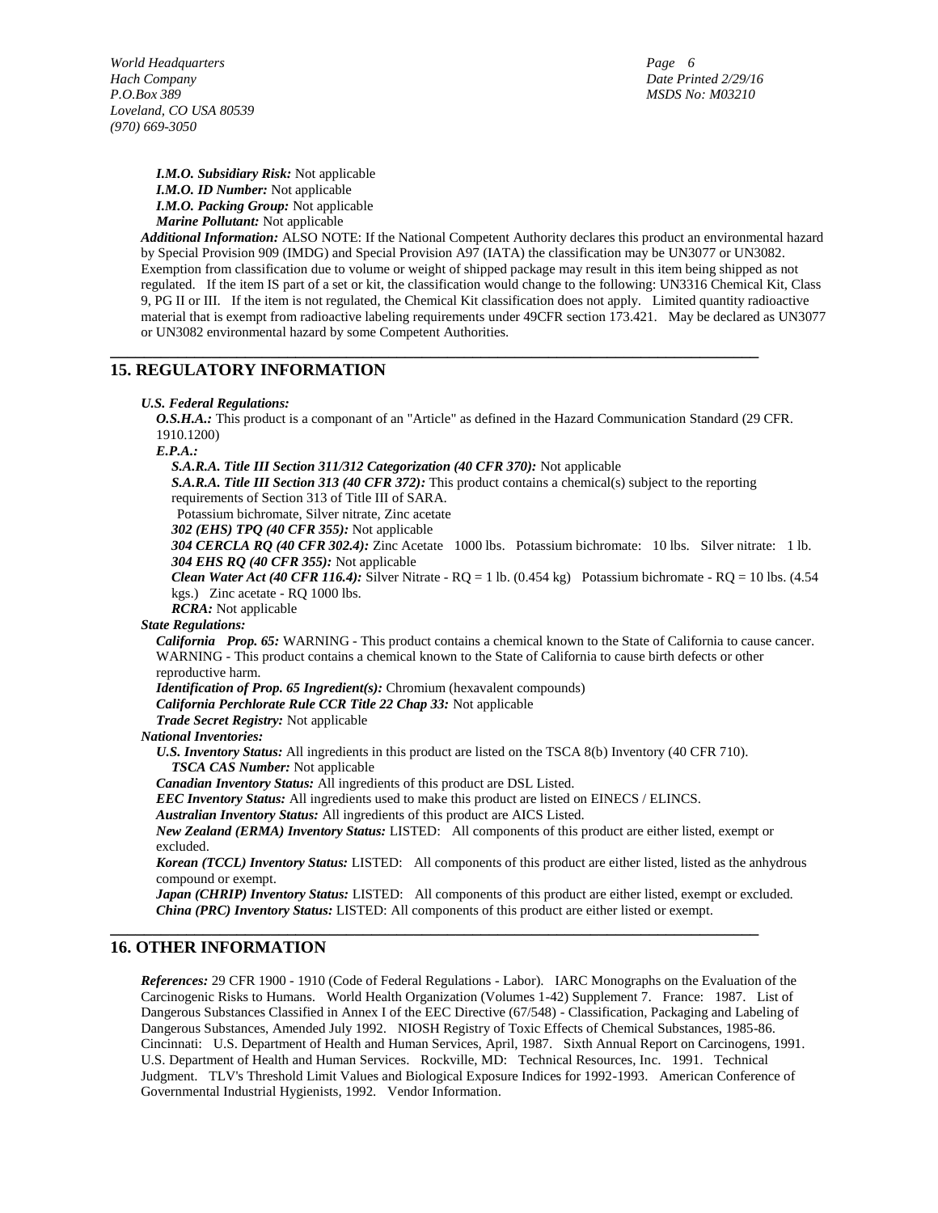*I.M.O. Subsidiary Risk:* Not applicable
*I.M.O. ID Number:* Not applicable
*I.M.O. Packing Group:* Not applicable
*Marine Pollutant:* Not applicable

***Additional Information:*** ALSO NOTE: If the National Competent Authority declares this product an environmental hazard by Special Provision 909 (IMDG) and Special Provision A97 (IATA) the classification may be UN3077 or UN3082. Exemption from classification due to volume or weight of shipped package may result in this item being shipped as not regulated. If the item IS part of a set or kit, the classification would change to the following: UN3316 Chemical Kit, Class 9, PG II or III. If the item is not regulated, the Chemical Kit classification does not apply. Limited quantity radioactive material that is exempt from radioactive labeling requirements under 49CFR section 173.421. May be declared as UN3077 or UN3082 environmental hazard by some Competent Authorities.

## 15. REGULATORY INFORMATION

***U.S. Federal Regulations:***

***O.S.H.A.:*** This product is a componant of an "Article" as defined in the Hazard Communication Standard (29 CFR. 1910.1200)

***E.P.A.:***

***S.A.R.A. Title III Section 311/312 Categorization (40 CFR 370):*** Not applicable

***S.A.R.A. Title III Section 313 (40 CFR 372):*** This product contains a chemical(s) subject to the reporting requirements of Section 313 of Title III of SARA.
Potassium bichromate, Silver nitrate, Zinc acetate

***302 (EHS) TPQ (40 CFR 355):*** Not applicable

***304 CERCLA RQ (40 CFR 302.4):*** Zinc Acetate 1000 lbs. Potassium bichromate: 10 lbs. Silver nitrate: 1 lb.

***304 EHS RQ (40 CFR 355):*** Not applicable

***Clean Water Act (40 CFR 116.4):*** Silver Nitrate - RQ = 1 lb. (0.454 kg) Potassium bichromate - RQ = 10 lbs. (4.54 kgs.) Zinc acetate - RQ 1000 lbs.

***RCRA:*** Not applicable

***State Regulations:***

***California Prop. 65:*** WARNING - This product contains a chemical known to the State of California to cause cancer. WARNING - This product contains a chemical known to the State of California to cause birth defects or other reproductive harm.

***Identification of Prop. 65 Ingredient(s):*** Chromium (hexavalent compounds)

***California Perchlorate Rule CCR Title 22 Chap 33:*** Not applicable

***Trade Secret Registry:*** Not applicable

***National Inventories:***

***U.S. Inventory Status:*** All ingredients in this product are listed on the TSCA 8(b) Inventory (40 CFR 710).

***TSCA CAS Number:*** Not applicable

***Canadian Inventory Status:*** All ingredients of this product are DSL Listed.

***EEC Inventory Status:*** All ingredients used to make this product are listed on EINECS / ELINCS.

***Australian Inventory Status:*** All ingredients of this product are AICS Listed.

***New Zealand (ERMA) Inventory Status:*** LISTED: All components of this product are either listed, exempt or excluded.

***Korean (TCCL) Inventory Status:*** LISTED: All components of this product are either listed, listed as the anhydrous compound or exempt.

***Japan (CHRIP) Inventory Status:*** LISTED: All components of this product are either listed, exempt or excluded.

***China (PRC) Inventory Status:*** LISTED: All components of this product are either listed or exempt.

## 16. OTHER INFORMATION

***References:*** 29 CFR 1900 - 1910 (Code of Federal Regulations - Labor). IARC Monographs on the Evaluation of the Carcinogenic Risks to Humans. World Health Organization (Volumes 1-42) Supplement 7. France: 1987. List of Dangerous Substances Classified in Annex I of the EEC Directive (67/548) - Classification, Packaging and Labeling of Dangerous Substances, Amended July 1992. NIOSH Registry of Toxic Effects of Chemical Substances, 1985-86. Cincinnati: U.S. Department of Health and Human Services, April, 1987. Sixth Annual Report on Carcinogens, 1991. U.S. Department of Health and Human Services. Rockville, MD: Technical Resources, Inc. 1991. Technical Judgment. TLV's Threshold Limit Values and Biological Exposure Indices for 1992-1993. American Conference of Governmental Industrial Hygienists, 1992. Vendor Information.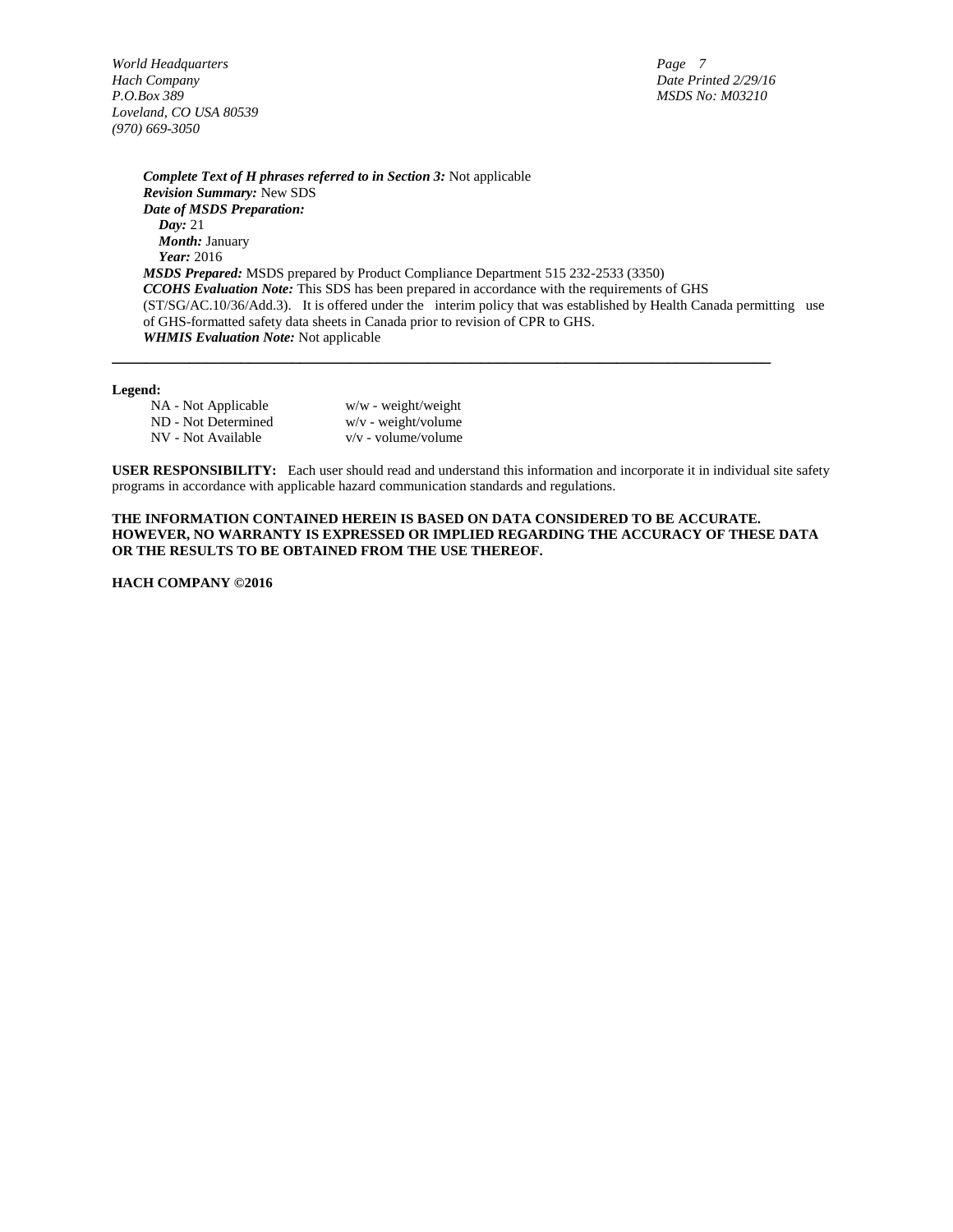***Complete Text of H phrases referred to in Section 3:*** Not applicable
***Revision Summary:*** New SDS
***Date of MSDS Preparation:***
***Day:*** 21
***Month:*** January
***Year:*** 2016
***MSDS Prepared:*** MSDS prepared by Product Compliance Department 515 232-2533 (3350)
***CCOHS Evaluation Note:*** This SDS has been prepared in accordance with the requirements of GHS (ST/SG/AC.10/36/Add.3). It is offered under the interim policy that was established by Health Canada permitting use of GHS-formatted safety data sheets in Canada prior to revision of CPR to GHS.
***WHMIS Evaluation Note:*** Not applicable

---

**Legend:**

| | |
|---|---|
| NA - Not Applicable | w/w - weight/weight |
| ND - Not Determined | w/v - weight/volume |
| NV - Not Available | v/v - volume/volume |

**USER RESPONSIBILITY:** Each user should read and understand this information and incorporate it in individual site safety programs in accordance with applicable hazard communication standards and regulations.

**THE INFORMATION CONTAINED HEREIN IS BASED ON DATA CONSIDERED TO BE ACCURATE. HOWEVER, NO WARRANTY IS EXPRESSED OR IMPLIED REGARDING THE ACCURACY OF THESE DATA OR THE RESULTS TO BE OBTAINED FROM THE USE THEREOF.**

**HACH COMPANY ©2016**